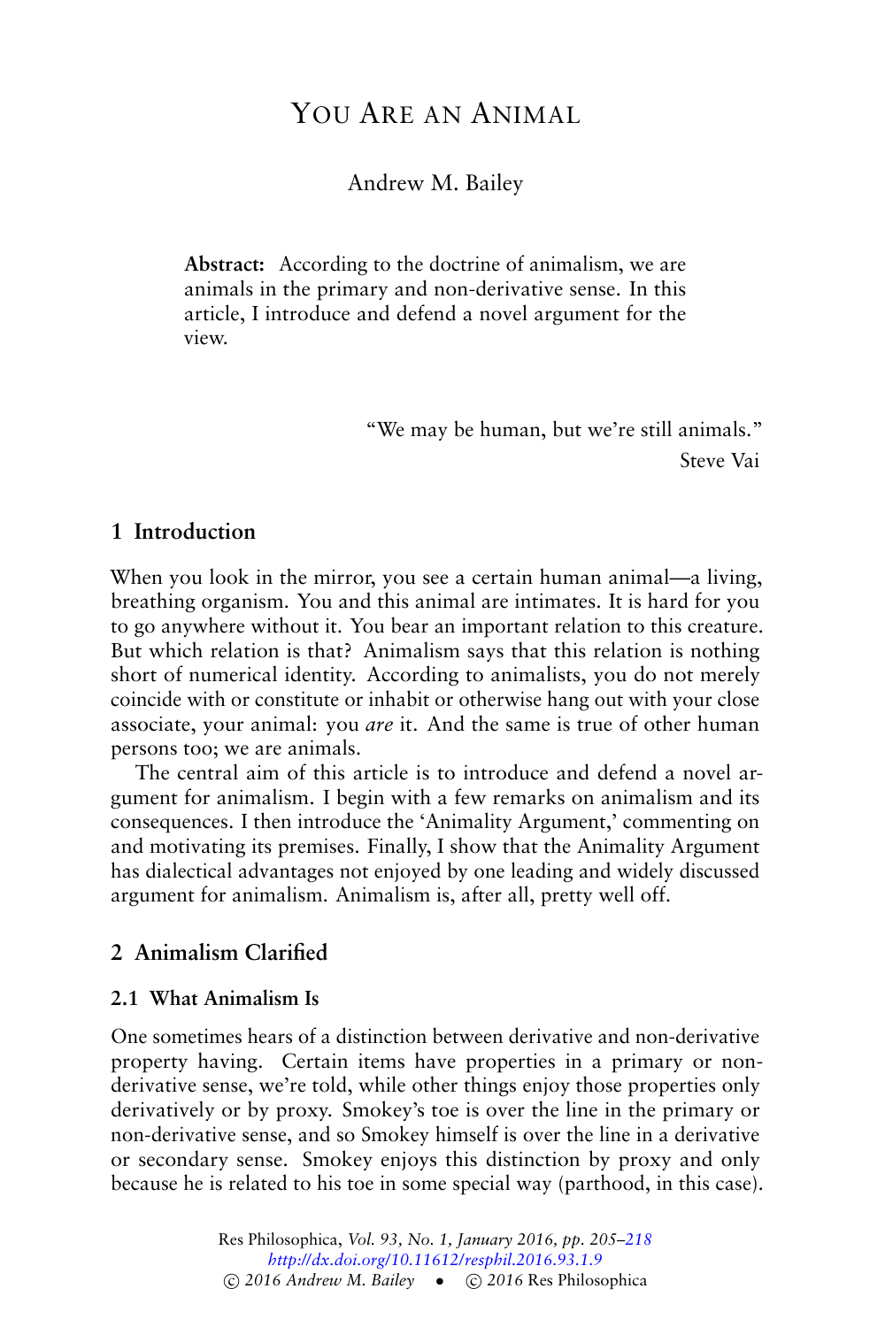# You Are an Animal

Andrew M. Bailey

**Abstract:** According to the doctrine of animalism, we are animals in the primary and non-derivative sense. In this article, I introduce and defend a novel argument for the view.

"We may be human, but we're still animals."
Steve Vai

## 1 Introduction

When you look in the mirror, you see a certain human animal—a living, breathing organism. You and this animal are intimates. It is hard for you to go anywhere without it. You bear an important relation to this creature. But which relation is that? Animalism says that this relation is nothing short of numerical identity. According to animalists, you do not merely coincide with or constitute or inhabit or otherwise hang out with your close associate, your animal: you *are* it. And the same is true of other human persons too; we are animals.

The central aim of this article is to introduce and defend a novel argument for animalism. I begin with a few remarks on animalism and its consequences. I then introduce the 'Animality Argument,' commenting on and motivating its premises. Finally, I show that the Animality Argument has dialectical advantages not enjoyed by one leading and widely discussed argument for animalism. Animalism is, after all, pretty well off.

## 2 Animalism Clarified

### 2.1 What Animalism Is

One sometimes hears of a distinction between derivative and non-derivative property having. Certain items have properties in a primary or non-derivative sense, we're told, while other things enjoy those properties only derivatively or by proxy. Smokey's toe is over the line in the primary or non-derivative sense, and so Smokey himself is over the line in a derivative or secondary sense. Smokey enjoys this distinction by proxy and only because he is related to his toe in some special way (parthood, in this case).

Res Philosophica, *Vol. 93, No. 1, January 2016, pp. 205–218*
*http://dx.doi.org/10.11612/resphil.2016.93.1.9*
© *2016 Andrew M. Bailey* • © *2016* Res Philosophica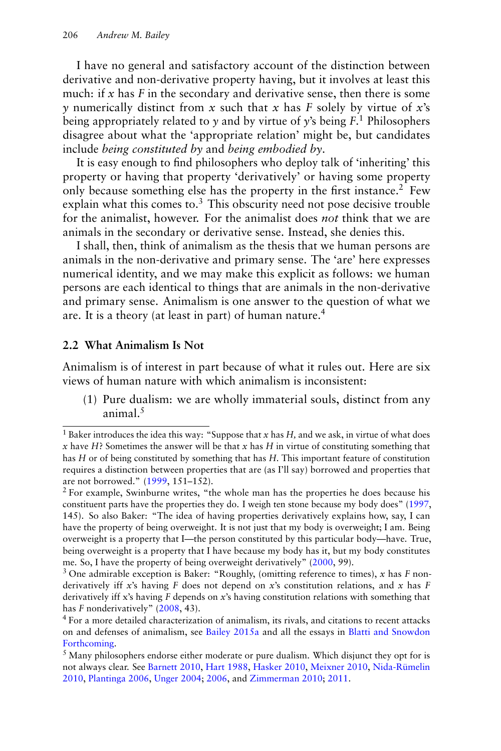I have no general and satisfactory account of the distinction between derivative and non-derivative property having, but it involves at least this much: if *x* has *F* in the secondary and derivative sense, then there is some *y* numerically distinct from *x* such that *x* has *F* solely by virtue of *x*'s being appropriately related to *y* and by virtue of *y*'s being *F*.[1] Philosophers disagree about what the 'appropriate relation' might be, but candidates include *being constituted by* and *being embodied by*.

It is easy enough to find philosophers who deploy talk of 'inheriting' this property or having that property 'derivatively' or having some property only because something else has the property in the first instance.[2] Few explain what this comes to.[3] This obscurity need not pose decisive trouble for the animalist, however. For the animalist does *not* think that we are animals in the secondary or derivative sense. Instead, she denies this.

I shall, then, think of animalism as the thesis that we human persons are animals in the non-derivative and primary sense. The 'are' here expresses numerical identity, and we may make this explicit as follows: we human persons are each identical to things that are animals in the non-derivative and primary sense. Animalism is one answer to the question of what we are. It is a theory (at least in part) of human nature.[4]

## 2.2 What Animalism Is Not

Animalism is of interest in part because of what it rules out. Here are six views of human nature with which animalism is inconsistent:

(1) Pure dualism: we are wholly immaterial souls, distinct from any animal.[5]

---

[1] Baker introduces the idea this way: "Suppose that *x* has *H*, and we ask, in virtue of what does *x* have *H*? Sometimes the answer will be that *x* has *H* in virtue of constituting something that has *H* or of being constituted by something that has *H*. This important feature of constitution requires a distinction between properties that are (as I'll say) borrowed and properties that are not borrowed." (1999, 151–152).

[2] For example, Swinburne writes, "the whole man has the properties he does because his constituent parts have the properties they do. I weigh ten stone because my body does" (1997, 145). So also Baker: "The idea of having properties derivatively explains how, say, I can have the property of being overweight. It is not just that my body is overweight; I am. Being overweight is a property that I—the person constituted by this particular body—have. True, being overweight is a property that I have because my body has it, but my body constitutes me. So, I have the property of being overweight derivatively" (2000, 99).

[3] One admirable exception is Baker: "Roughly, (omitting reference to times), *x* has *F* non-derivatively iff *x*'s having *F* does not depend on *x*'s constitution relations, and *x* has *F* derivatively iff x's having *F* depends on *x*'s having constitution relations with something that has *F* nonderivatively" (2008, 43).

[4] For a more detailed characterization of animalism, its rivals, and citations to recent attacks on and defenses of animalism, see Bailey 2015a and all the essays in Blatti and Snowdon Forthcoming.

[5] Many philosophers endorse either moderate or pure dualism. Which disjunct they opt for is not always clear. See Barnett 2010, Hart 1988, Hasker 2010, Meixner 2010, Nida-Rümelin 2010, Plantinga 2006, Unger 2004; 2006, and Zimmerman 2010; 2011.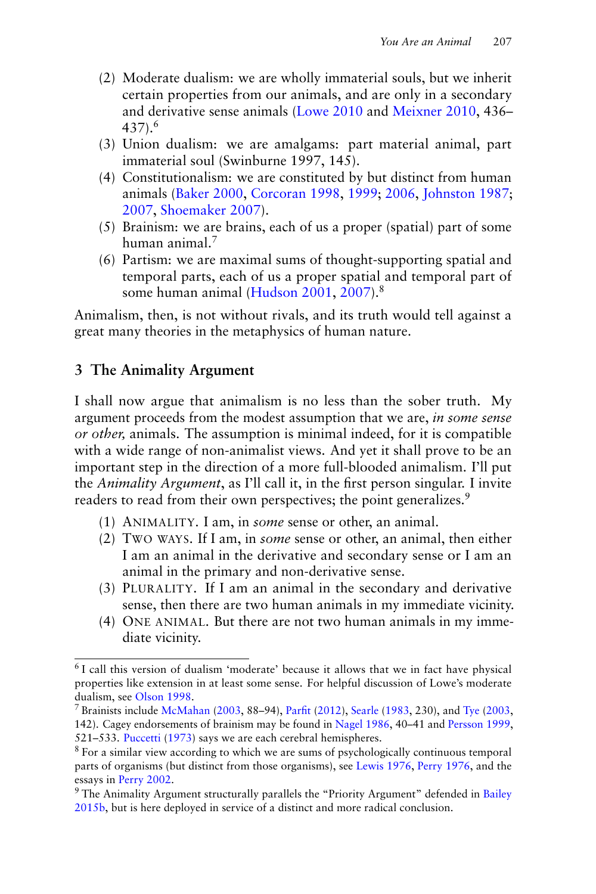(2) Moderate dualism: we are wholly immaterial souls, but we inherit certain properties from our animals, and are only in a secondary and derivative sense animals (Lowe 2010 and Meixner 2010, 436–437).[6]

(3) Union dualism: we are amalgams: part material animal, part immaterial soul (Swinburne 1997, 145).

(4) Constitutionalism: we are constituted by but distinct from human animals (Baker 2000, Corcoran 1998, 1999; 2006, Johnston 1987; 2007, Shoemaker 2007).

(5) Brainism: we are brains, each of us a proper (spatial) part of some human animal.[7]

(6) Partism: we are maximal sums of thought-supporting spatial and temporal parts, each of us a proper spatial and temporal part of some human animal (Hudson 2001, 2007).[8]

Animalism, then, is not without rivals, and its truth would tell against a great many theories in the metaphysics of human nature.

## 3 The Animality Argument

I shall now argue that animalism is no less than the sober truth. My argument proceeds from the modest assumption that we are, *in some sense or other,* animals. The assumption is minimal indeed, for it is compatible with a wide range of non-animalist views. And yet it shall prove to be an important step in the direction of a more full-blooded animalism. I'll put the *Animality Argument*, as I'll call it, in the first person singular. I invite readers to read from their own perspectives; the point generalizes.[9]

(1) ANIMALITY. I am, in *some* sense or other, an animal.

(2) TWO WAYS. If I am, in *some* sense or other, an animal, then either I am an animal in the derivative and secondary sense or I am an animal in the primary and non-derivative sense.

(3) PLURALITY. If I am an animal in the secondary and derivative sense, then there are two human animals in my immediate vicinity.

(4) ONE ANIMAL. But there are not two human animals in my immediate vicinity.

---

[6] I call this version of dualism 'moderate' because it allows that we in fact have physical properties like extension in at least some sense. For helpful discussion of Lowe's moderate dualism, see Olson 1998.

[7] Brainists include McMahan (2003, 88–94), Parfit (2012), Searle (1983, 230), and Tye (2003, 142). Cagey endorsements of brainism may be found in Nagel 1986, 40–41 and Persson 1999, 521–533. Puccetti (1973) says we are each cerebral hemispheres.

[8] For a similar view according to which we are sums of psychologically continuous temporal parts of organisms (but distinct from those organisms), see Lewis 1976, Perry 1976, and the essays in Perry 2002.

[9] The Animality Argument structurally parallels the "Priority Argument" defended in Bailey 2015b, but is here deployed in service of a distinct and more radical conclusion.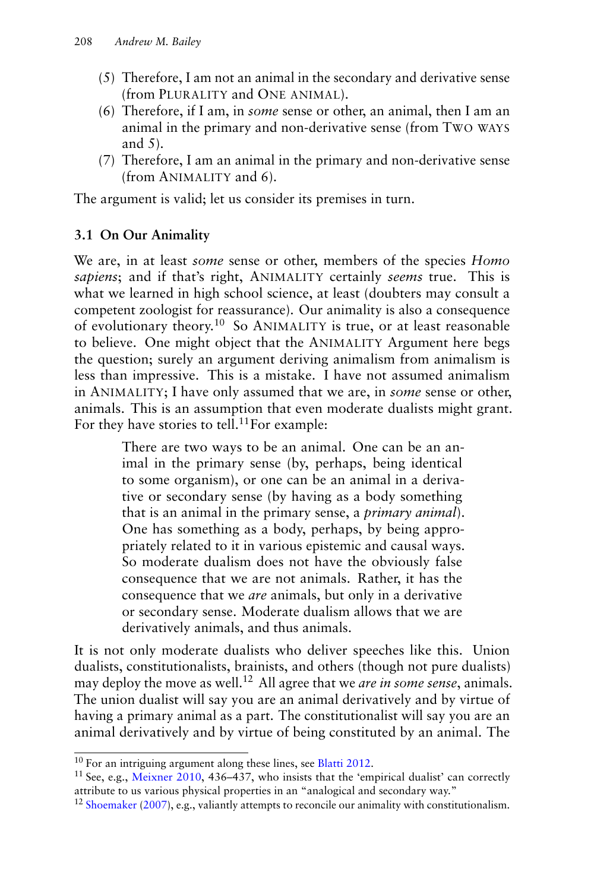(5) Therefore, I am not an animal in the secondary and derivative sense (from PLURALITY and ONE ANIMAL).
(6) Therefore, if I am, in *some* sense or other, an animal, then I am an animal in the primary and non-derivative sense (from TWO WAYS and 5).
(7) Therefore, I am an animal in the primary and non-derivative sense (from ANIMALITY and 6).

The argument is valid; let us consider its premises in turn.

### 3.1 On Our Animality

We are, in at least *some* sense or other, members of the species *Homo sapiens*; and if that's right, ANIMALITY certainly *seems* true. This is what we learned in high school science, at least (doubters may consult a competent zoologist for reassurance). Our animality is also a consequence of evolutionary theory.[10] So ANIMALITY is true, or at least reasonable to believe. One might object that the ANIMALITY Argument here begs the question; surely an argument deriving animalism from animalism is less than impressive. This is a mistake. I have not assumed animalism in ANIMALITY; I have only assumed that we are, in *some* sense or other, animals. This is an assumption that even moderate dualists might grant. For they have stories to tell.[11] For example:

> There are two ways to be an animal. One can be an animal in the primary sense (by, perhaps, being identical to some organism), or one can be an animal in a derivative or secondary sense (by having as a body something that is an animal in the primary sense, a *primary animal*). One has something as a body, perhaps, by being appropriately related to it in various epistemic and causal ways. So moderate dualism does not have the obviously false consequence that we are not animals. Rather, it has the consequence that we *are* animals, but only in a derivative or secondary sense. Moderate dualism allows that we are derivatively animals, and thus animals.

It is not only moderate dualists who deliver speeches like this. Union dualists, constitutionalists, brainists, and others (though not pure dualists) may deploy the move as well.[12] All agree that we *are in some sense*, animals. The union dualist will say you are an animal derivatively and by virtue of having a primary animal as a part. The constitutionalist will say you are an animal derivatively and by virtue of being constituted by an animal. The

---

[10] For an intriguing argument along these lines, see Blatti 2012.

[11] See, e.g., Meixner 2010, 436–437, who insists that the 'empirical dualist' can correctly attribute to us various physical properties in an "analogical and secondary way."

[12] Shoemaker (2007), e.g., valiantly attempts to reconcile our animality with constitutionalism.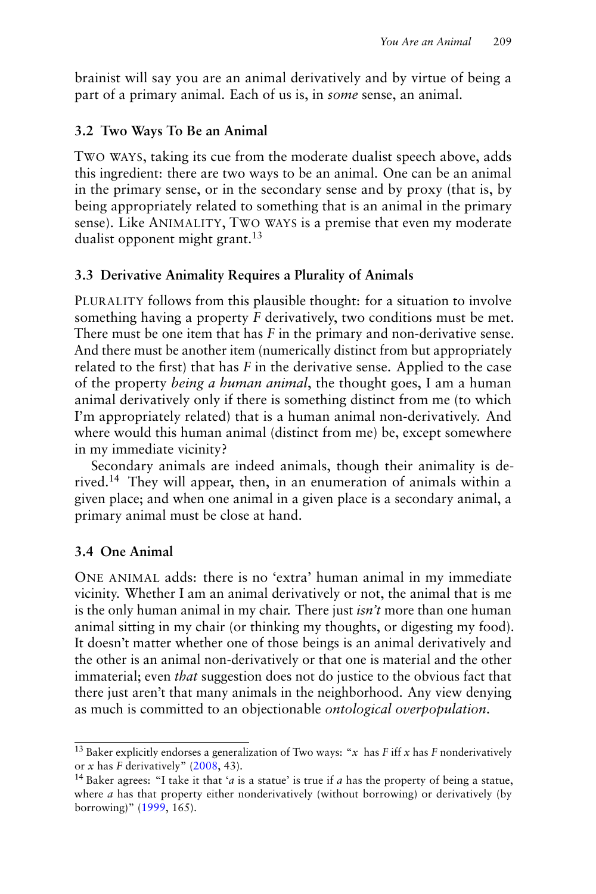brainist will say you are an animal derivatively and by virtue of being a part of a primary animal. Each of us is, in *some* sense, an animal.

### 3.2 Two Ways To Be an Animal

TWO WAYS, taking its cue from the moderate dualist speech above, adds this ingredient: there are two ways to be an animal. One can be an animal in the primary sense, or in the secondary sense and by proxy (that is, by being appropriately related to something that is an animal in the primary sense). Like ANIMALITY, TWO WAYS is a premise that even my moderate dualist opponent might grant.[13]

### 3.3 Derivative Animality Requires a Plurality of Animals

PLURALITY follows from this plausible thought: for a situation to involve something having a property *F* derivatively, two conditions must be met. There must be one item that has *F* in the primary and non-derivative sense. And there must be another item (numerically distinct from but appropriately related to the first) that has *F* in the derivative sense. Applied to the case of the property *being a human animal*, the thought goes, I am a human animal derivatively only if there is something distinct from me (to which I'm appropriately related) that is a human animal non-derivatively. And where would this human animal (distinct from me) be, except somewhere in my immediate vicinity?

Secondary animals are indeed animals, though their animality is derived.[14] They will appear, then, in an enumeration of animals within a given place; and when one animal in a given place is a secondary animal, a primary animal must be close at hand.

### 3.4 One Animal

ONE ANIMAL adds: there is no 'extra' human animal in my immediate vicinity. Whether I am an animal derivatively or not, the animal that is me is the only human animal in my chair. There just *isn't* more than one human animal sitting in my chair (or thinking my thoughts, or digesting my food). It doesn't matter whether one of those beings is an animal derivatively and the other is an animal non-derivatively or that one is material and the other immaterial; even *that* suggestion does not do justice to the obvious fact that there just aren't that many animals in the neighborhood. Any view denying as much is committed to an objectionable *ontological overpopulation*.

---

[13] Baker explicitly endorses a generalization of Two ways: "*x* has *F* iff *x* has *F* nonderivatively or *x* has *F* derivatively" (2008, 43).

[14] Baker agrees: "I take it that '*a* is a statue' is true if *a* has the property of being a statue, where *a* has that property either nonderivatively (without borrowing) or derivatively (by borrowing)" (1999, 165).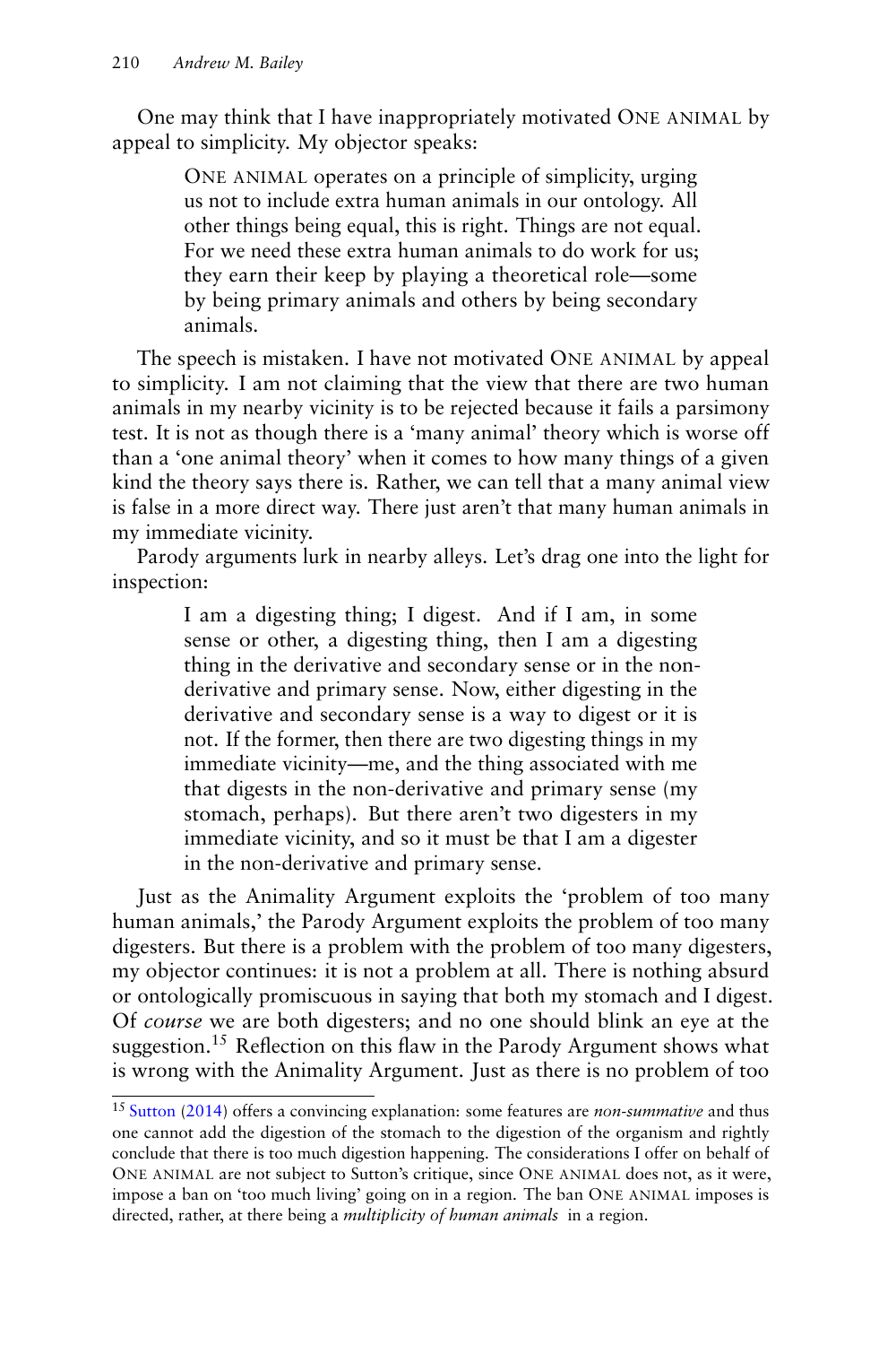One may think that I have inappropriately motivated One animal by appeal to simplicity. My objector speaks:

> One animal operates on a principle of simplicity, urging us not to include extra human animals in our ontology. All other things being equal, this is right. Things are not equal. For we need these extra human animals to do work for us; they earn their keep by playing a theoretical role—some by being primary animals and others by being secondary animals.

The speech is mistaken. I have not motivated One animal by appeal to simplicity. I am not claiming that the view that there are two human animals in my nearby vicinity is to be rejected because it fails a parsimony test. It is not as though there is a 'many animal' theory which is worse off than a 'one animal theory' when it comes to how many things of a given kind the theory says there is. Rather, we can tell that a many animal view is false in a more direct way. There just aren't that many human animals in my immediate vicinity.

Parody arguments lurk in nearby alleys. Let's drag one into the light for inspection:

> I am a digesting thing; I digest. And if I am, in some sense or other, a digesting thing, then I am a digesting thing in the derivative and secondary sense or in the non-derivative and primary sense. Now, either digesting in the derivative and secondary sense is a way to digest or it is not. If the former, then there are two digesting things in my immediate vicinity—me, and the thing associated with me that digests in the non-derivative and primary sense (my stomach, perhaps). But there aren't two digesters in my immediate vicinity, and so it must be that I am a digester in the non-derivative and primary sense.

Just as the Animality Argument exploits the 'problem of too many human animals,' the Parody Argument exploits the problem of too many digesters. But there is a problem with the problem of too many digesters, my objector continues: it is not a problem at all. There is nothing absurd or ontologically promiscuous in saying that both my stomach and I digest. Of *course* we are both digesters; and no one should blink an eye at the suggestion.[15] Reflection on this flaw in the Parody Argument shows what is wrong with the Animality Argument. Just as there is no problem of too

[15] Sutton (2014) offers a convincing explanation: some features are *non-summative* and thus one cannot add the digestion of the stomach to the digestion of the organism and rightly conclude that there is too much digestion happening. The considerations I offer on behalf of One animal are not subject to Sutton's critique, since One animal does not, as it were, impose a ban on 'too much living' going on in a region. The ban One animal imposes is directed, rather, at there being a *multiplicity of human animals* in a region.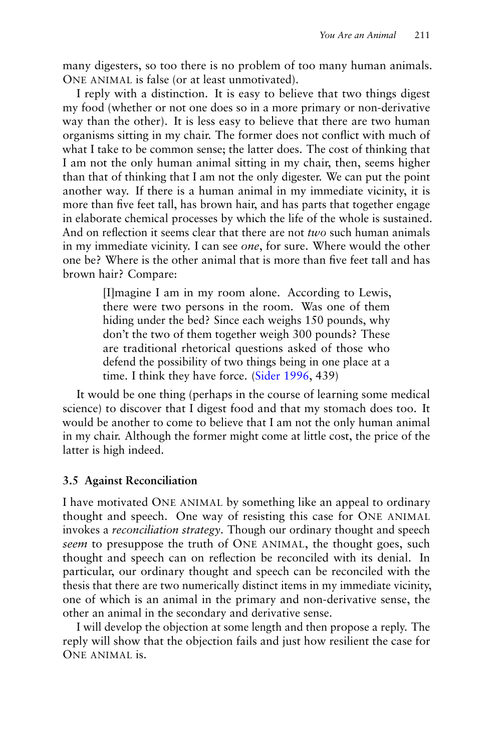many digesters, so too there is no problem of too many human animals. ONE ANIMAL is false (or at least unmotivated).

I reply with a distinction. It is easy to believe that two things digest my food (whether or not one does so in a more primary or non-derivative way than the other). It is less easy to believe that there are two human organisms sitting in my chair. The former does not conflict with much of what I take to be common sense; the latter does. The cost of thinking that I am not the only human animal sitting in my chair, then, seems higher than that of thinking that I am not the only digester. We can put the point another way. If there is a human animal in my immediate vicinity, it is more than five feet tall, has brown hair, and has parts that together engage in elaborate chemical processes by which the life of the whole is sustained. And on reflection it seems clear that there are not *two* such human animals in my immediate vicinity. I can see *one*, for sure. Where would the other one be? Where is the other animal that is more than five feet tall and has brown hair? Compare:

> [I]magine I am in my room alone. According to Lewis, there were two persons in the room. Was one of them hiding under the bed? Since each weighs 150 pounds, why don't the two of them together weigh 300 pounds? These are traditional rhetorical questions asked of those who defend the possibility of two things being in one place at a time. I think they have force. (Sider 1996, 439)

It would be one thing (perhaps in the course of learning some medical science) to discover that I digest food and that my stomach does too. It would be another to come to believe that I am not the only human animal in my chair. Although the former might come at little cost, the price of the latter is high indeed.

### 3.5 Against Reconciliation

I have motivated ONE ANIMAL by something like an appeal to ordinary thought and speech. One way of resisting this case for ONE ANIMAL invokes a *reconciliation strategy*. Though our ordinary thought and speech *seem* to presuppose the truth of ONE ANIMAL, the thought goes, such thought and speech can on reflection be reconciled with its denial. In particular, our ordinary thought and speech can be reconciled with the thesis that there are two numerically distinct items in my immediate vicinity, one of which is an animal in the primary and non-derivative sense, the other an animal in the secondary and derivative sense.

I will develop the objection at some length and then propose a reply. The reply will show that the objection fails and just how resilient the case for ONE ANIMAL is.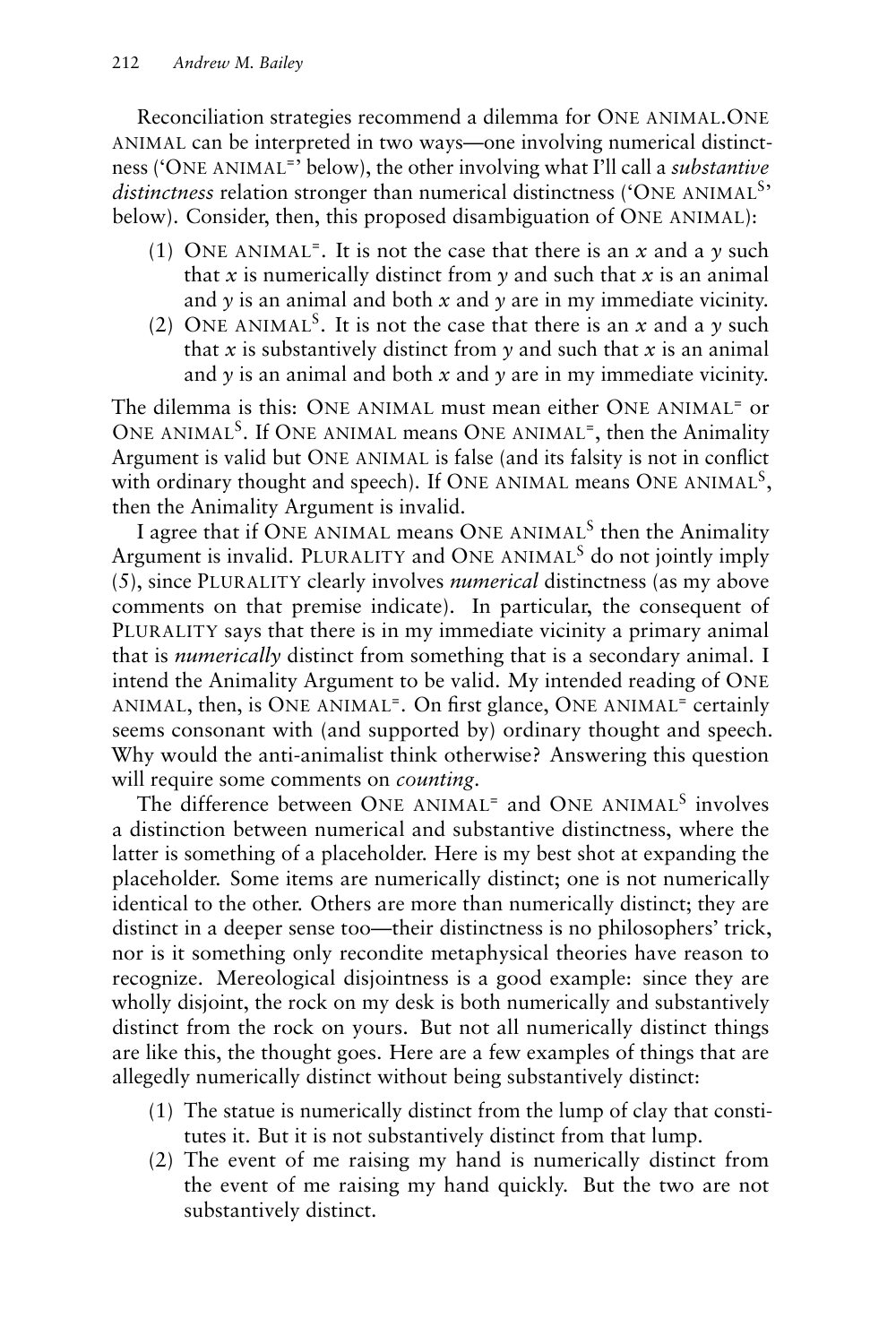Reconciliation strategies recommend a dilemma for ONE ANIMAL.ONE ANIMAL can be interpreted in two ways—one involving numerical distinctness ('ONE ANIMAL$^{=}$' below), the other involving what I'll call a *substantive distinctness* relation stronger than numerical distinctness ('ONE ANIMAL$^{S}$' below). Consider, then, this proposed disambiguation of ONE ANIMAL):

(1) ONE ANIMAL$^{=}$. It is not the case that there is an *x* and a *y* such that *x* is numerically distinct from *y* and such that *x* is an animal and *y* is an animal and both *x* and *y* are in my immediate vicinity.

(2) ONE ANIMAL$^{S}$. It is not the case that there is an *x* and a *y* such that *x* is substantively distinct from *y* and such that *x* is an animal and *y* is an animal and both *x* and *y* are in my immediate vicinity.

The dilemma is this: ONE ANIMAL must mean either ONE ANIMAL$^{=}$ or ONE ANIMAL$^{S}$. If ONE ANIMAL means ONE ANIMAL$^{=}$, then the Animality Argument is valid but ONE ANIMAL is false (and its falsity is not in conflict with ordinary thought and speech). If ONE ANIMAL means ONE ANIMAL$^{S}$, then the Animality Argument is invalid.

I agree that if ONE ANIMAL means ONE ANIMAL$^{S}$ then the Animality Argument is invalid. PLURALITY and ONE ANIMAL$^{S}$ do not jointly imply (5), since PLURALITY clearly involves *numerical* distinctness (as my above comments on that premise indicate). In particular, the consequent of PLURALITY says that there is in my immediate vicinity a primary animal that is *numerically* distinct from something that is a secondary animal. I intend the Animality Argument to be valid. My intended reading of ONE ANIMAL, then, is ONE ANIMAL$^{=}$. On first glance, ONE ANIMAL$^{=}$ certainly seems consonant with (and supported by) ordinary thought and speech. Why would the anti-animalist think otherwise? Answering this question will require some comments on *counting*.

The difference between ONE ANIMAL$^{=}$ and ONE ANIMAL$^{S}$ involves a distinction between numerical and substantive distinctness, where the latter is something of a placeholder. Here is my best shot at expanding the placeholder. Some items are numerically distinct; one is not numerically identical to the other. Others are more than numerically distinct; they are distinct in a deeper sense too—their distinctness is no philosophers' trick, nor is it something only recondite metaphysical theories have reason to recognize. Mereological disjointness is a good example: since they are wholly disjoint, the rock on my desk is both numerically and substantively distinct from the rock on yours. But not all numerically distinct things are like this, the thought goes. Here are a few examples of things that are allegedly numerically distinct without being substantively distinct:

(1) The statue is numerically distinct from the lump of clay that constitutes it. But it is not substantively distinct from that lump.

(2) The event of me raising my hand is numerically distinct from the event of me raising my hand quickly. But the two are not substantively distinct.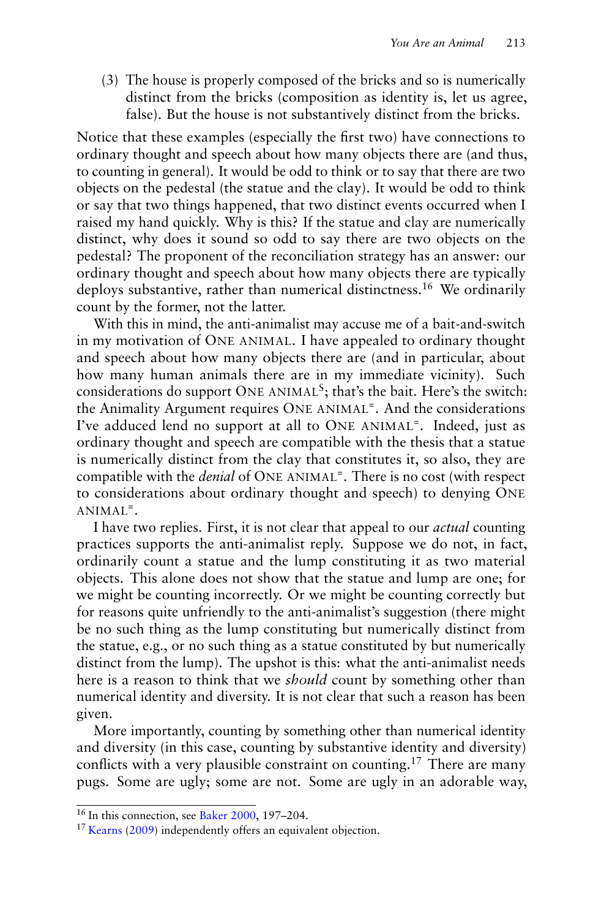(3) The house is properly composed of the bricks and so is numerically distinct from the bricks (composition as identity is, let us agree, false). But the house is not substantively distinct from the bricks.

Notice that these examples (especially the first two) have connections to ordinary thought and speech about how many objects there are (and thus, to counting in general). It would be odd to think or to say that there are two objects on the pedestal (the statue and the clay). It would be odd to think or say that two things happened, that two distinct events occurred when I raised my hand quickly. Why is this? If the statue and clay are numerically distinct, why does it sound so odd to say there are two objects on the pedestal? The proponent of the reconciliation strategy has an answer: our ordinary thought and speech about how many objects there are typically deploys substantive, rather than numerical distinctness.[16] We ordinarily count by the former, not the latter.

With this in mind, the anti-animalist may accuse me of a bait-and-switch in my motivation of ONE ANIMAL. I have appealed to ordinary thought and speech about how many objects there are (and in particular, about how many human animals there are in my immediate vicinity). Such considerations do support ONE ANIMAL$^{S}$; that's the bait. Here's the switch: the Animality Argument requires ONE ANIMAL$^{=}$. And the considerations I've adduced lend no support at all to ONE ANIMAL$^{=}$. Indeed, just as ordinary thought and speech are compatible with the thesis that a statue is numerically distinct from the clay that constitutes it, so also, they are compatible with the *denial* of ONE ANIMAL$^{=}$. There is no cost (with respect to considerations about ordinary thought and speech) to denying ONE ANIMAL$^{=}$.

I have two replies. First, it is not clear that appeal to our *actual* counting practices supports the anti-animalist reply. Suppose we do not, in fact, ordinarily count a statue and the lump constituting it as two material objects. This alone does not show that the statue and lump are one; for we might be counting incorrectly. Or we might be counting correctly but for reasons quite unfriendly to the anti-animalist's suggestion (there might be no such thing as the lump constituting but numerically distinct from the statue, e.g., or no such thing as a statue constituted by but numerically distinct from the lump). The upshot is this: what the anti-animalist needs here is a reason to think that we *should* count by something other than numerical identity and diversity. It is not clear that such a reason has been given.

More importantly, counting by something other than numerical identity and diversity (in this case, counting by substantive identity and diversity) conflicts with a very plausible constraint on counting.[17] There are many pugs. Some are ugly; some are not. Some are ugly in an adorable way,

[16] In this connection, see Baker 2000, 197–204.

[17] Kearns (2009) independently offers an equivalent objection.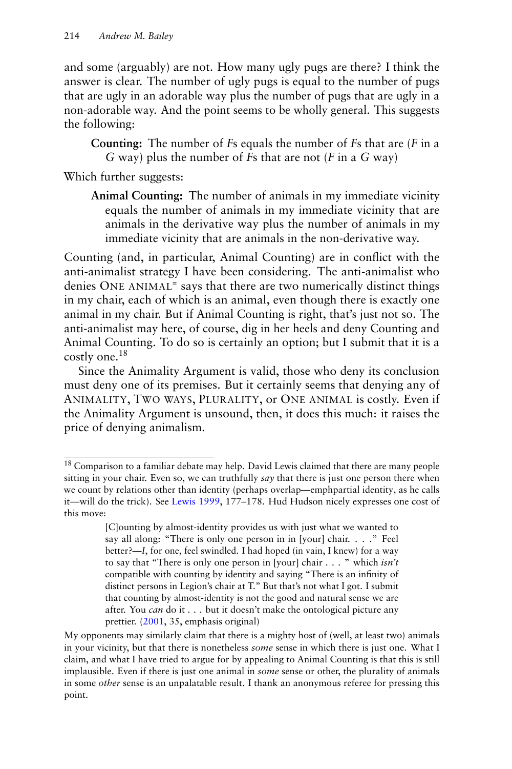and some (arguably) are not. How many ugly pugs are there? I think the answer is clear. The number of ugly pugs is equal to the number of pugs that are ugly in an adorable way plus the number of pugs that are ugly in a non-adorable way. And the point seems to be wholly general. This suggests the following:

> **Counting:** The number of *F*s equals the number of *F*s that are (*F* in a *G* way) plus the number of *F*s that are not (*F* in a *G* way)

Which further suggests:

> **Animal Counting:** The number of animals in my immediate vicinity equals the number of animals in my immediate vicinity that are animals in the derivative way plus the number of animals in my immediate vicinity that are animals in the non-derivative way.

Counting (and, in particular, Animal Counting) are in conflict with the anti-animalist strategy I have been considering. The anti-animalist who denies ONE ANIMAL$^{=}$ says that there are two numerically distinct things in my chair, each of which is an animal, even though there is exactly one animal in my chair. But if Animal Counting is right, that's just not so. The anti-animalist may here, of course, dig in her heels and deny Counting and Animal Counting. To do so is certainly an option; but I submit that it is a costly one.[18]

Since the Animality Argument is valid, those who deny its conclusion must deny one of its premises. But it certainly seems that denying any of ANIMALITY, TWO WAYS, PLURALITY, or ONE ANIMAL is costly. Even if the Animality Argument is unsound, then, it does this much: it raises the price of denying animalism.

---

[18] Comparison to a familiar debate may help. David Lewis claimed that there are many people sitting in your chair. Even so, we can truthfully *say* that there is just one person there when we count by relations other than identity (perhaps overlap—emphpartial identity, as he calls it—will do the trick). See Lewis 1999, 177–178. Hud Hudson nicely expresses one cost of this move:

> [C]ounting by almost-identity provides us with just what we wanted to say all along: "There is only one person in in [your] chair. . . ." Feel better?—*I*, for one, feel swindled. I had hoped (in vain, I knew) for a way to say that "There is only one person in [your] chair . . . " which *isn't* compatible with counting by identity and saying "There is an infinity of distinct persons in Legion's chair at T." But that's not what I got. I submit that counting by almost-identity is not the good and natural sense we are after. You *can* do it . . . but it doesn't make the ontological picture any prettier. (2001, 35, emphasis original)

My opponents may similarly claim that there is a mighty host of (well, at least two) animals in your vicinity, but that there is nonetheless *some* sense in which there is just one. What I claim, and what I have tried to argue for by appealing to Animal Counting is that this is still implausible. Even if there is just one animal in *some* sense or other, the plurality of animals in some *other* sense is an unpalatable result. I thank an anonymous referee for pressing this point.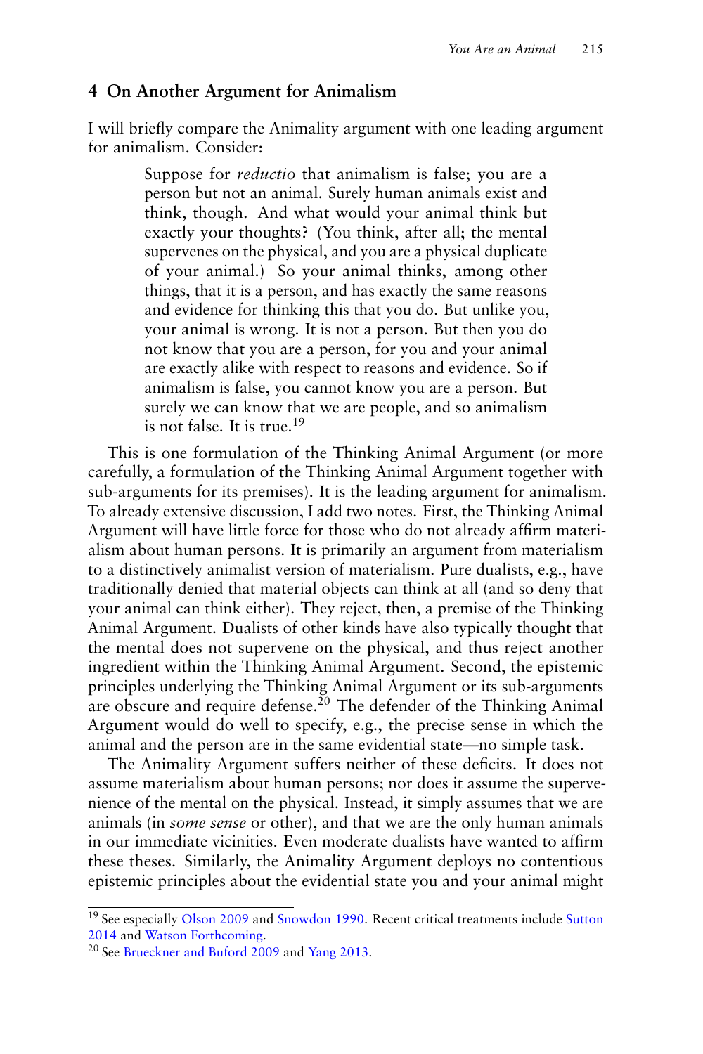## 4 On Another Argument for Animalism

I will briefly compare the Animality argument with one leading argument for animalism. Consider:

> Suppose for *reductio* that animalism is false; you are a person but not an animal. Surely human animals exist and think, though. And what would your animal think but exactly your thoughts? (You think, after all; the mental supervenes on the physical, and you are a physical duplicate of your animal.) So your animal thinks, among other things, that it is a person, and has exactly the same reasons and evidence for thinking this that you do. But unlike you, your animal is wrong. It is not a person. But then you do not know that you are a person, for you and your animal are exactly alike with respect to reasons and evidence. So if animalism is false, you cannot know you are a person. But surely we can know that we are people, and so animalism is not false. It is true.[19]

This is one formulation of the Thinking Animal Argument (or more carefully, a formulation of the Thinking Animal Argument together with sub-arguments for its premises). It is the leading argument for animalism. To already extensive discussion, I add two notes. First, the Thinking Animal Argument will have little force for those who do not already affirm materialism about human persons. It is primarily an argument from materialism to a distinctively animalist version of materialism. Pure dualists, e.g., have traditionally denied that material objects can think at all (and so deny that your animal can think either). They reject, then, a premise of the Thinking Animal Argument. Dualists of other kinds have also typically thought that the mental does not supervene on the physical, and thus reject another ingredient within the Thinking Animal Argument. Second, the epistemic principles underlying the Thinking Animal Argument or its sub-arguments are obscure and require defense.[20] The defender of the Thinking Animal Argument would do well to specify, e.g., the precise sense in which the animal and the person are in the same evidential state—no simple task.

The Animality Argument suffers neither of these deficits. It does not assume materialism about human persons; nor does it assume the supervenience of the mental on the physical. Instead, it simply assumes that we are animals (in *some sense* or other), and that we are the only human animals in our immediate vicinities. Even moderate dualists have wanted to affirm these theses. Similarly, the Animality Argument deploys no contentious epistemic principles about the evidential state you and your animal might

---

[19] See especially Olson 2009 and Snowdon 1990. Recent critical treatments include Sutton 2014 and Watson Forthcoming.

[20] See Brueckner and Buford 2009 and Yang 2013.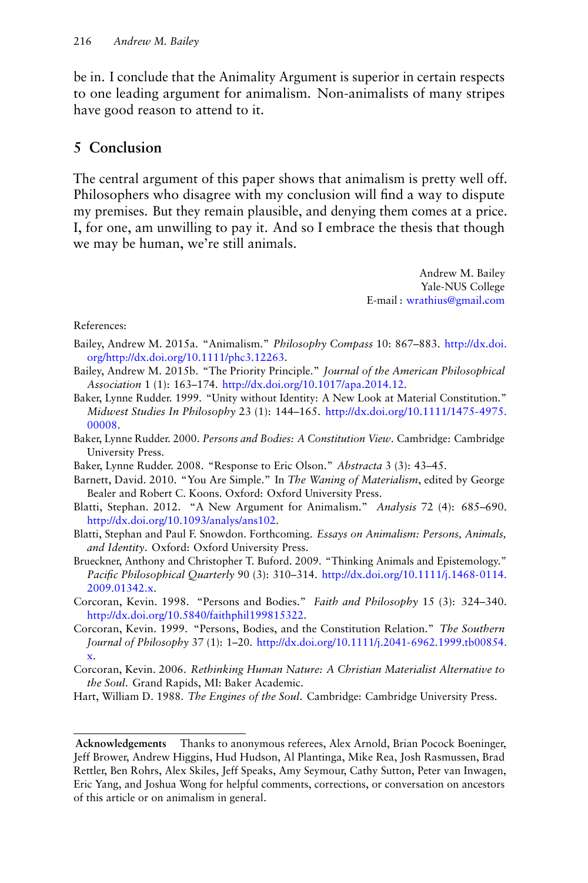be in. I conclude that the Animality Argument is superior in certain respects to one leading argument for animalism. Non-animalists of many stripes have good reason to attend to it.

## 5 Conclusion

The central argument of this paper shows that animalism is pretty well off. Philosophers who disagree with my conclusion will find a way to dispute my premises. But they remain plausible, and denying them comes at a price. I, for one, am unwilling to pay it. And so I embrace the thesis that though we may be human, we're still animals.

Andrew M. Bailey
Yale-NUS College
E-mail : wrathius@gmail.com

References:

Bailey, Andrew M. 2015a. "Animalism." *Philosophy Compass* 10: 867–883. http://dx.doi.org/http://dx.doi.org/10.1111/phc3.12263.

Bailey, Andrew M. 2015b. "The Priority Principle." *Journal of the American Philosophical Association* 1 (1): 163–174. http://dx.doi.org/10.1017/apa.2014.12.

Baker, Lynne Rudder. 1999. "Unity without Identity: A New Look at Material Constitution." *Midwest Studies In Philosophy* 23 (1): 144–165. http://dx.doi.org/10.1111/1475-4975.00008.

Baker, Lynne Rudder. 2000. *Persons and Bodies: A Constitution View*. Cambridge: Cambridge University Press.

Baker, Lynne Rudder. 2008. "Response to Eric Olson." *Abstracta* 3 (3): 43–45.

Barnett, David. 2010. "You Are Simple." In *The Waning of Materialism*, edited by George Bealer and Robert C. Koons. Oxford: Oxford University Press.

Blatti, Stephan. 2012. "A New Argument for Animalism." *Analysis* 72 (4): 685–690. http://dx.doi.org/10.1093/analys/ans102.

Blatti, Stephan and Paul F. Snowdon. Forthcoming. *Essays on Animalism: Persons, Animals, and Identity*. Oxford: Oxford University Press.

Brueckner, Anthony and Christopher T. Buford. 2009. "Thinking Animals and Epistemology." *Pacific Philosophical Quarterly* 90 (3): 310–314. http://dx.doi.org/10.1111/j.1468-0114.2009.01342.x.

Corcoran, Kevin. 1998. "Persons and Bodies." *Faith and Philosophy* 15 (3): 324–340. http://dx.doi.org/10.5840/faithphil199815322.

Corcoran, Kevin. 1999. "Persons, Bodies, and the Constitution Relation." *The Southern Journal of Philosophy* 37 (1): 1–20. http://dx.doi.org/10.1111/j.2041-6962.1999.tb00854.x.

Corcoran, Kevin. 2006. *Rethinking Human Nature: A Christian Materialist Alternative to the Soul*. Grand Rapids, MI: Baker Academic.

Hart, William D. 1988. *The Engines of the Soul*. Cambridge: Cambridge University Press.

---

**Acknowledgements** Thanks to anonymous referees, Alex Arnold, Brian Pocock Boeninger, Jeff Brower, Andrew Higgins, Hud Hudson, Al Plantinga, Mike Rea, Josh Rasmussen, Brad Rettler, Ben Rohrs, Alex Skiles, Jeff Speaks, Amy Seymour, Cathy Sutton, Peter van Inwagen, Eric Yang, and Joshua Wong for helpful comments, corrections, or conversation on ancestors of this article or on animalism in general.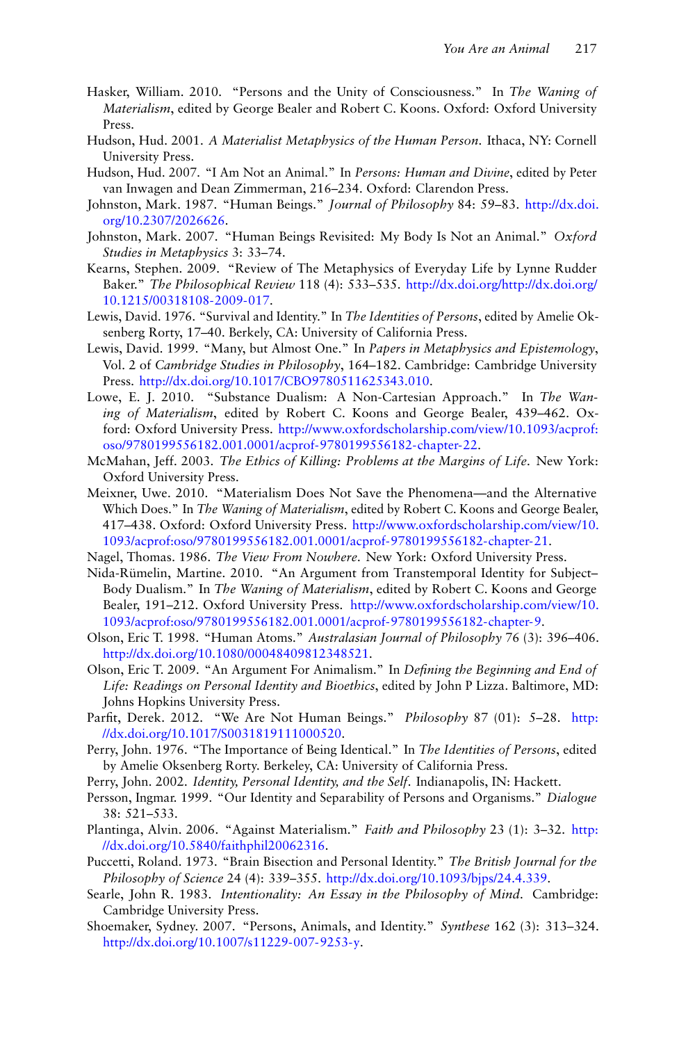Hasker, William. 2010. "Persons and the Unity of Consciousness." In *The Waning of Materialism*, edited by George Bealer and Robert C. Koons. Oxford: Oxford University Press.

Hudson, Hud. 2001. *A Materialist Metaphysics of the Human Person*. Ithaca, NY: Cornell University Press.

Hudson, Hud. 2007. "I Am Not an Animal." In *Persons: Human and Divine*, edited by Peter van Inwagen and Dean Zimmerman, 216–234. Oxford: Clarendon Press.

Johnston, Mark. 1987. "Human Beings." *Journal of Philosophy* 84: 59–83. http://dx.doi.org/10.2307/2026626.

Johnston, Mark. 2007. "Human Beings Revisited: My Body Is Not an Animal." *Oxford Studies in Metaphysics* 3: 33–74.

Kearns, Stephen. 2009. "Review of The Metaphysics of Everyday Life by Lynne Rudder Baker." *The Philosophical Review* 118 (4): 533–535. http://dx.doi.org/http://dx.doi.org/10.1215/00318108-2009-017.

Lewis, David. 1976. "Survival and Identity." In *The Identities of Persons*, edited by Amelie Oksenberg Rorty, 17–40. Berkely, CA: University of California Press.

Lewis, David. 1999. "Many, but Almost One." In *Papers in Metaphysics and Epistemology*, Vol. 2 of *Cambridge Studies in Philosophy*, 164–182. Cambridge: Cambridge University Press. http://dx.doi.org/10.1017/CBO9780511625343.010.

Lowe, E. J. 2010. "Substance Dualism: A Non-Cartesian Approach." In *The Waning of Materialism*, edited by Robert C. Koons and George Bealer, 439–462. Oxford: Oxford University Press. http://www.oxfordscholarship.com/view/10.1093/acprof:oso/9780199556182.001.0001/acprof-9780199556182-chapter-22.

McMahan, Jeff. 2003. *The Ethics of Killing: Problems at the Margins of Life*. New York: Oxford University Press.

Meixner, Uwe. 2010. "Materialism Does Not Save the Phenomena—and the Alternative Which Does." In *The Waning of Materialism*, edited by Robert C. Koons and George Bealer, 417–438. Oxford: Oxford University Press. http://www.oxfordscholarship.com/view/10.1093/acprof:oso/9780199556182.001.0001/acprof-9780199556182-chapter-21.

Nagel, Thomas. 1986. *The View From Nowhere*. New York: Oxford University Press.

Nida-Rümelin, Martine. 2010. "An Argument from Transtemporal Identity for Subject–Body Dualism." In *The Waning of Materialism*, edited by Robert C. Koons and George Bealer, 191–212. Oxford University Press. http://www.oxfordscholarship.com/view/10.1093/acprof:oso/9780199556182.001.0001/acprof-9780199556182-chapter-9.

Olson, Eric T. 1998. "Human Atoms." *Australasian Journal of Philosophy* 76 (3): 396–406. http://dx.doi.org/10.1080/00048409812348521.

Olson, Eric T. 2009. "An Argument For Animalism." In *Defining the Beginning and End of Life: Readings on Personal Identity and Bioethics*, edited by John P Lizza. Baltimore, MD: Johns Hopkins University Press.

Parfit, Derek. 2012. "We Are Not Human Beings." *Philosophy* 87 (01): 5–28. http://dx.doi.org/10.1017/S0031819111000520.

Perry, John. 1976. "The Importance of Being Identical." In *The Identities of Persons*, edited by Amelie Oksenberg Rorty. Berkeley, CA: University of California Press.

Perry, John. 2002. *Identity, Personal Identity, and the Self*. Indianapolis, IN: Hackett.

Persson, Ingmar. 1999. "Our Identity and Separability of Persons and Organisms." *Dialogue* 38: 521–533.

Plantinga, Alvin. 2006. "Against Materialism." *Faith and Philosophy* 23 (1): 3–32. http://dx.doi.org/10.5840/faithphil20062316.

Puccetti, Roland. 1973. "Brain Bisection and Personal Identity." *The British Journal for the Philosophy of Science* 24 (4): 339–355. http://dx.doi.org/10.1093/bjps/24.4.339.

Searle, John R. 1983. *Intentionality: An Essay in the Philosophy of Mind*. Cambridge: Cambridge University Press.

Shoemaker, Sydney. 2007. "Persons, Animals, and Identity." *Synthese* 162 (3): 313–324. http://dx.doi.org/10.1007/s11229-007-9253-y.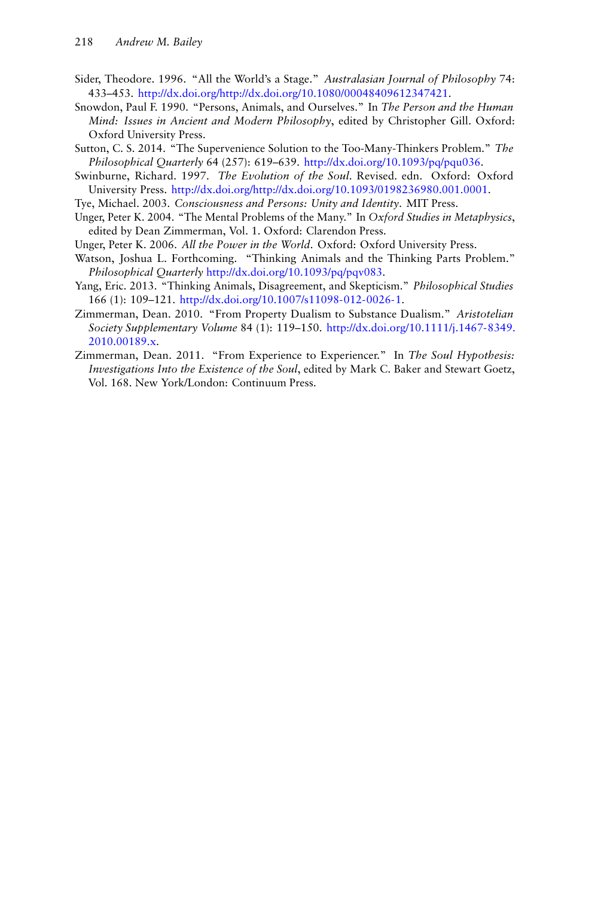Sider, Theodore. 1996. "All the World's a Stage." *Australasian Journal of Philosophy* 74: 433–453. http://dx.doi.org/http://dx.doi.org/10.1080/00048409612347421.

Snowdon, Paul F. 1990. "Persons, Animals, and Ourselves." In *The Person and the Human Mind: Issues in Ancient and Modern Philosophy*, edited by Christopher Gill. Oxford: Oxford University Press.

Sutton, C. S. 2014. "The Supervenience Solution to the Too-Many-Thinkers Problem." *The Philosophical Quarterly* 64 (257): 619–639. http://dx.doi.org/10.1093/pq/pqu036.

Swinburne, Richard. 1997. *The Evolution of the Soul*. Revised. edn. Oxford: Oxford University Press. http://dx.doi.org/http://dx.doi.org/10.1093/0198236980.001.0001.

Tye, Michael. 2003. *Consciousness and Persons: Unity and Identity*. MIT Press.

Unger, Peter K. 2004. "The Mental Problems of the Many." In *Oxford Studies in Metaphysics*, edited by Dean Zimmerman, Vol. 1. Oxford: Clarendon Press.

Unger, Peter K. 2006. *All the Power in the World*. Oxford: Oxford University Press.

Watson, Joshua L. Forthcoming. "Thinking Animals and the Thinking Parts Problem." *Philosophical Quarterly* http://dx.doi.org/10.1093/pq/pqv083.

Yang, Eric. 2013. "Thinking Animals, Disagreement, and Skepticism." *Philosophical Studies* 166 (1): 109–121. http://dx.doi.org/10.1007/s11098-012-0026-1.

Zimmerman, Dean. 2010. "From Property Dualism to Substance Dualism." *Aristotelian Society Supplementary Volume* 84 (1): 119–150. http://dx.doi.org/10.1111/j.1467-8349.2010.00189.x.

Zimmerman, Dean. 2011. "From Experience to Experiencer." In *The Soul Hypothesis: Investigations Into the Existence of the Soul*, edited by Mark C. Baker and Stewart Goetz, Vol. 168. New York/London: Continuum Press.